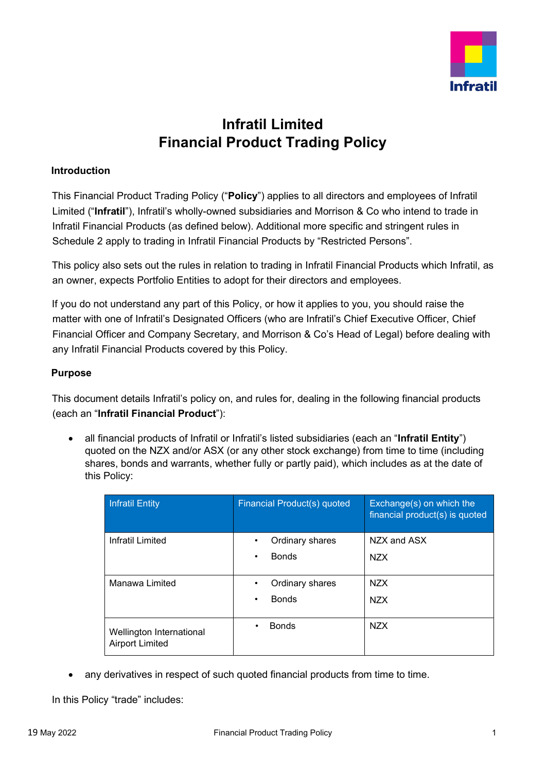# Infratil Limited
# Financial Product Trading Policy

## Introduction

This Financial Product Trading Policy ("**Policy**") applies to all directors and employees of Infratil Limited ("**Infratil**"), Infratil's wholly-owned subsidiaries and Morrison & Co who intend to trade in Infratil Financial Products (as defined below). Additional more specific and stringent rules in Schedule 2 apply to trading in Infratil Financial Products by "Restricted Persons".

This policy also sets out the rules in relation to trading in Infratil Financial Products which Infratil, as an owner, expects Portfolio Entities to adopt for their directors and employees.

If you do not understand any part of this Policy, or how it applies to you, you should raise the matter with one of Infratil's Designated Officers (who are Infratil's Chief Executive Officer, Chief Financial Officer and Company Secretary, and Morrison & Co's Head of Legal) before dealing with any Infratil Financial Products covered by this Policy.

## Purpose

This document details Infratil's policy on, and rules for, dealing in the following financial products (each an "**Infratil Financial Product**"):

- all financial products of Infratil or Infratil's listed subsidiaries (each an "**Infratil Entity**") quoted on the NZX and/or ASX (or any other stock exchange) from time to time (including shares, bonds and warrants, whether fully or partly paid), which includes as at the date of this Policy:

| Infratil Entity | Financial Product(s) quoted | Exchange(s) on which the financial product(s) is quoted |
|---|---|---|
| Infratil Limited | • Ordinary shares<br>• Bonds | NZX and ASX<br>NZX |
| Manawa Limited | • Ordinary shares<br>• Bonds | NZX<br>NZX |
| Wellington International Airport Limited | • Bonds | NZX |

- any derivatives in respect of such quoted financial products from time to time.

In this Policy "trade" includes: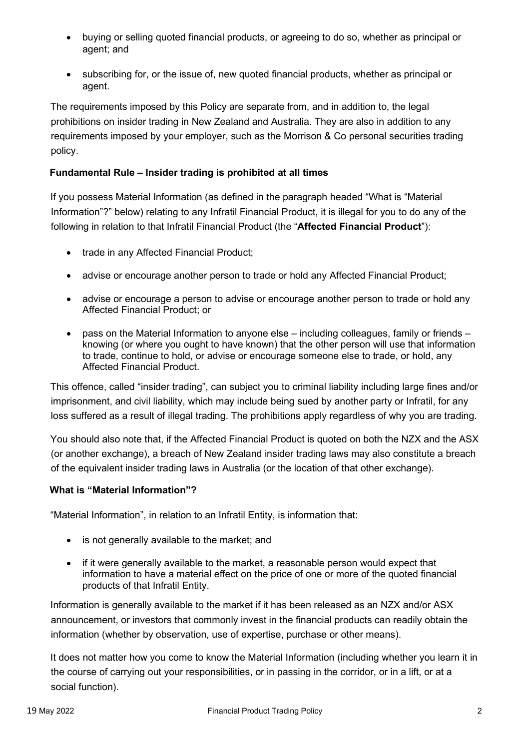- buying or selling quoted financial products, or agreeing to do so, whether as principal or agent; and
- subscribing for, or the issue of, new quoted financial products, whether as principal or agent.

The requirements imposed by this Policy are separate from, and in addition to, the legal prohibitions on insider trading in New Zealand and Australia. They are also in addition to any requirements imposed by your employer, such as the Morrison & Co personal securities trading policy.

### Fundamental Rule – Insider trading is prohibited at all times

If you possess Material Information (as defined in the paragraph headed "What is "Material Information"?" below) relating to any Infratil Financial Product, it is illegal for you to do any of the following in relation to that Infratil Financial Product (the "**Affected Financial Product**"):

- trade in any Affected Financial Product;
- advise or encourage another person to trade or hold any Affected Financial Product;
- advise or encourage a person to advise or encourage another person to trade or hold any Affected Financial Product; or
- pass on the Material Information to anyone else – including colleagues, family or friends – knowing (or where you ought to have known) that the other person will use that information to trade, continue to hold, or advise or encourage someone else to trade, or hold, any Affected Financial Product.

This offence, called "insider trading", can subject you to criminal liability including large fines and/or imprisonment, and civil liability, which may include being sued by another party or Infratil, for any loss suffered as a result of illegal trading. The prohibitions apply regardless of why you are trading.

You should also note that, if the Affected Financial Product is quoted on both the NZX and the ASX (or another exchange), a breach of New Zealand insider trading laws may also constitute a breach of the equivalent insider trading laws in Australia (or the location of that other exchange).

### What is "Material Information"?

"Material Information", in relation to an Infratil Entity, is information that:

- is not generally available to the market; and
- if it were generally available to the market, a reasonable person would expect that information to have a material effect on the price of one or more of the quoted financial products of that Infratil Entity.

Information is generally available to the market if it has been released as an NZX and/or ASX announcement, or investors that commonly invest in the financial products can readily obtain the information (whether by observation, use of expertise, purchase or other means).

It does not matter how you come to know the Material Information (including whether you learn it in the course of carrying out your responsibilities, or in passing in the corridor, or in a lift, or at a social function).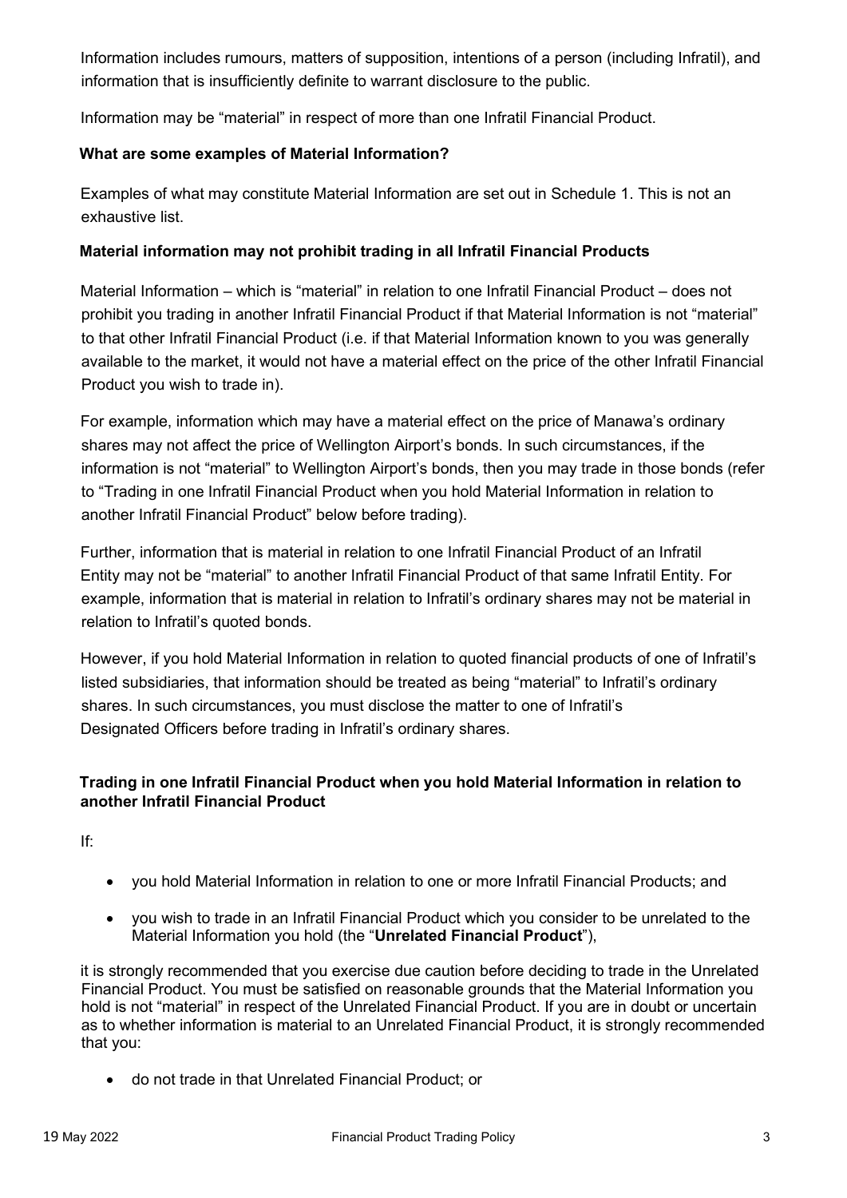Information includes rumours, matters of supposition, intentions of a person (including Infratil), and information that is insufficiently definite to warrant disclosure to the public.

Information may be "material" in respect of more than one Infratil Financial Product.

**What are some examples of Material Information?**

Examples of what may constitute Material Information are set out in Schedule 1. This is not an exhaustive list.

**Material information may not prohibit trading in all Infratil Financial Products**

Material Information – which is "material" in relation to one Infratil Financial Product – does not prohibit you trading in another Infratil Financial Product if that Material Information is not "material" to that other Infratil Financial Product (i.e. if that Material Information known to you was generally available to the market, it would not have a material effect on the price of the other Infratil Financial Product you wish to trade in).

For example, information which may have a material effect on the price of Manawa's ordinary shares may not affect the price of Wellington Airport's bonds. In such circumstances, if the information is not "material" to Wellington Airport's bonds, then you may trade in those bonds (refer to "Trading in one Infratil Financial Product when you hold Material Information in relation to another Infratil Financial Product" below before trading).

Further, information that is material in relation to one Infratil Financial Product of an Infratil Entity may not be "material" to another Infratil Financial Product of that same Infratil Entity. For example, information that is material in relation to Infratil's ordinary shares may not be material in relation to Infratil's quoted bonds.

However, if you hold Material Information in relation to quoted financial products of one of Infratil's listed subsidiaries, that information should be treated as being "material" to Infratil's ordinary shares. In such circumstances, you must disclose the matter to one of Infratil's Designated Officers before trading in Infratil's ordinary shares.

**Trading in one Infratil Financial Product when you hold Material Information in relation to another Infratil Financial Product**

If:

- you hold Material Information in relation to one or more Infratil Financial Products; and
- you wish to trade in an Infratil Financial Product which you consider to be unrelated to the Material Information you hold (the "**Unrelated Financial Product**"),

it is strongly recommended that you exercise due caution before deciding to trade in the Unrelated Financial Product. You must be satisfied on reasonable grounds that the Material Information you hold is not "material" in respect of the Unrelated Financial Product. If you are in doubt or uncertain as to whether information is material to an Unrelated Financial Product, it is strongly recommended that you:

- do not trade in that Unrelated Financial Product; or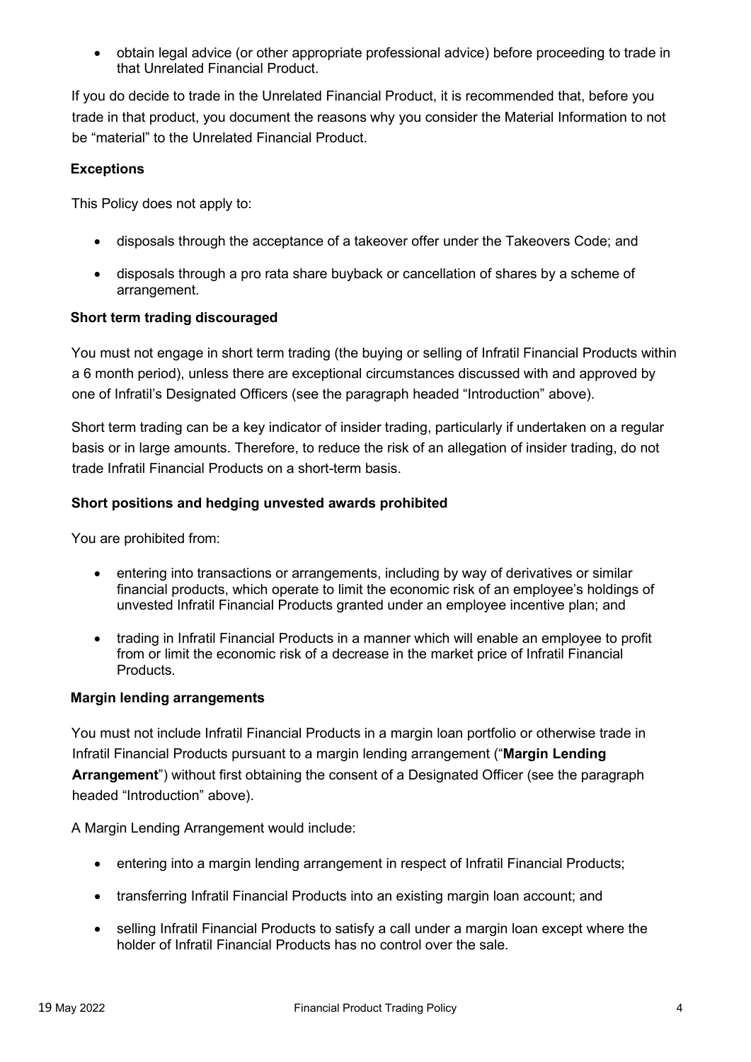- obtain legal advice (or other appropriate professional advice) before proceeding to trade in that Unrelated Financial Product.

If you do decide to trade in the Unrelated Financial Product, it is recommended that, before you trade in that product, you document the reasons why you consider the Material Information to not be "material" to the Unrelated Financial Product.

**Exceptions**

This Policy does not apply to:

- disposals through the acceptance of a takeover offer under the Takeovers Code; and
- disposals through a pro rata share buyback or cancellation of shares by a scheme of arrangement.

**Short term trading discouraged**

You must not engage in short term trading (the buying or selling of Infratil Financial Products within a 6 month period), unless there are exceptional circumstances discussed with and approved by one of Infratil's Designated Officers (see the paragraph headed "Introduction" above).

Short term trading can be a key indicator of insider trading, particularly if undertaken on a regular basis or in large amounts. Therefore, to reduce the risk of an allegation of insider trading, do not trade Infratil Financial Products on a short-term basis.

**Short positions and hedging unvested awards prohibited**

You are prohibited from:

- entering into transactions or arrangements, including by way of derivatives or similar financial products, which operate to limit the economic risk of an employee's holdings of unvested Infratil Financial Products granted under an employee incentive plan; and
- trading in Infratil Financial Products in a manner which will enable an employee to profit from or limit the economic risk of a decrease in the market price of Infratil Financial Products.

**Margin lending arrangements**

You must not include Infratil Financial Products in a margin loan portfolio or otherwise trade in Infratil Financial Products pursuant to a margin lending arrangement ("**Margin Lending Arrangement**") without first obtaining the consent of a Designated Officer (see the paragraph headed "Introduction" above).

A Margin Lending Arrangement would include:

- entering into a margin lending arrangement in respect of Infratil Financial Products;
- transferring Infratil Financial Products into an existing margin loan account; and
- selling Infratil Financial Products to satisfy a call under a margin loan except where the holder of Infratil Financial Products has no control over the sale.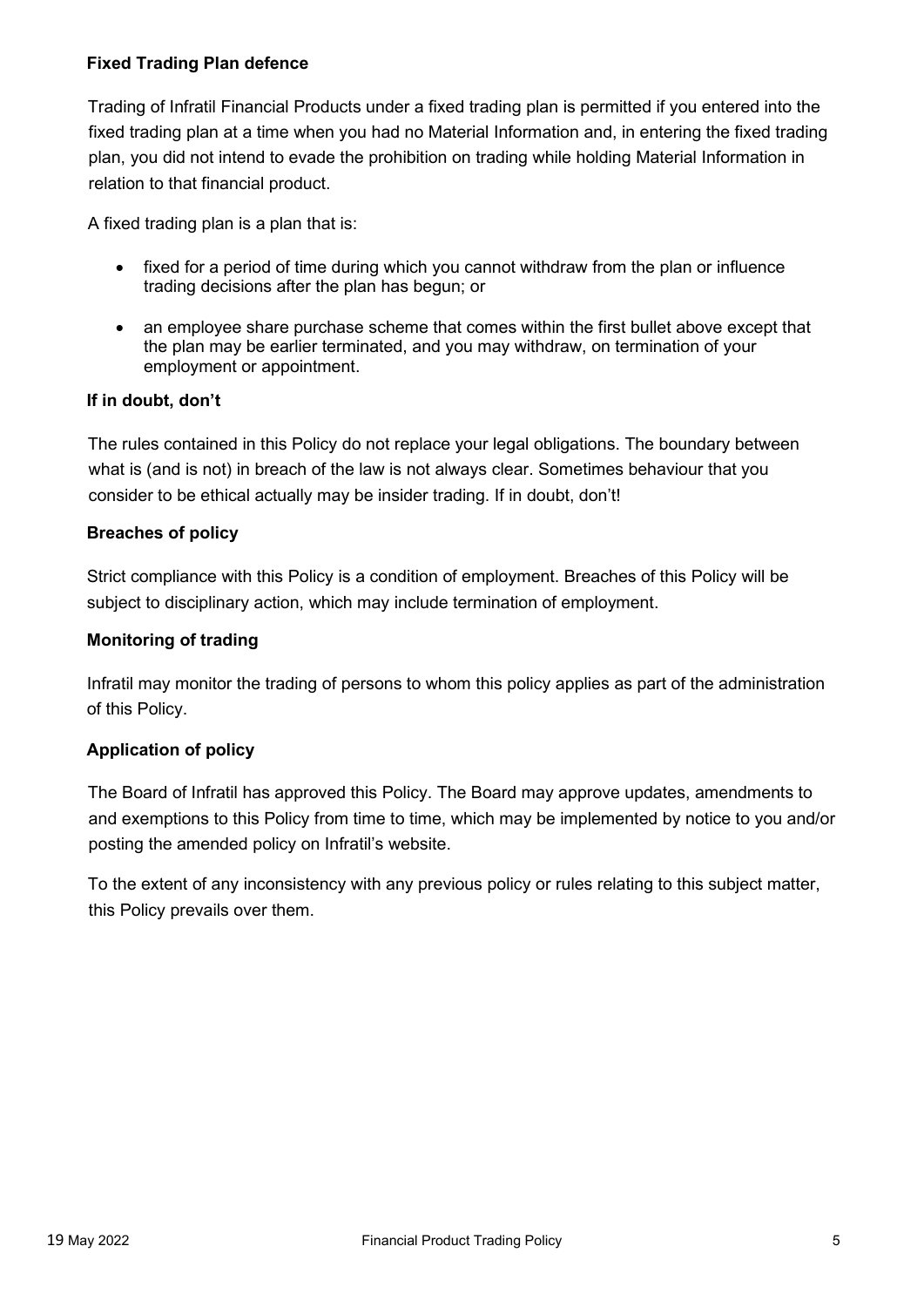**Fixed Trading Plan defence**

Trading of Infratil Financial Products under a fixed trading plan is permitted if you entered into the fixed trading plan at a time when you had no Material Information and, in entering the fixed trading plan, you did not intend to evade the prohibition on trading while holding Material Information in relation to that financial product.

A fixed trading plan is a plan that is:

- fixed for a period of time during which you cannot withdraw from the plan or influence trading decisions after the plan has begun; or
- an employee share purchase scheme that comes within the first bullet above except that the plan may be earlier terminated, and you may withdraw, on termination of your employment or appointment.

**If in doubt, don't**

The rules contained in this Policy do not replace your legal obligations. The boundary between what is (and is not) in breach of the law is not always clear. Sometimes behaviour that you consider to be ethical actually may be insider trading. If in doubt, don't!

**Breaches of policy**

Strict compliance with this Policy is a condition of employment. Breaches of this Policy will be subject to disciplinary action, which may include termination of employment.

**Monitoring of trading**

Infratil may monitor the trading of persons to whom this policy applies as part of the administration of this Policy.

**Application of policy**

The Board of Infratil has approved this Policy. The Board may approve updates, amendments to and exemptions to this Policy from time to time, which may be implemented by notice to you and/or posting the amended policy on Infratil's website.

To the extent of any inconsistency with any previous policy or rules relating to this subject matter, this Policy prevails over them.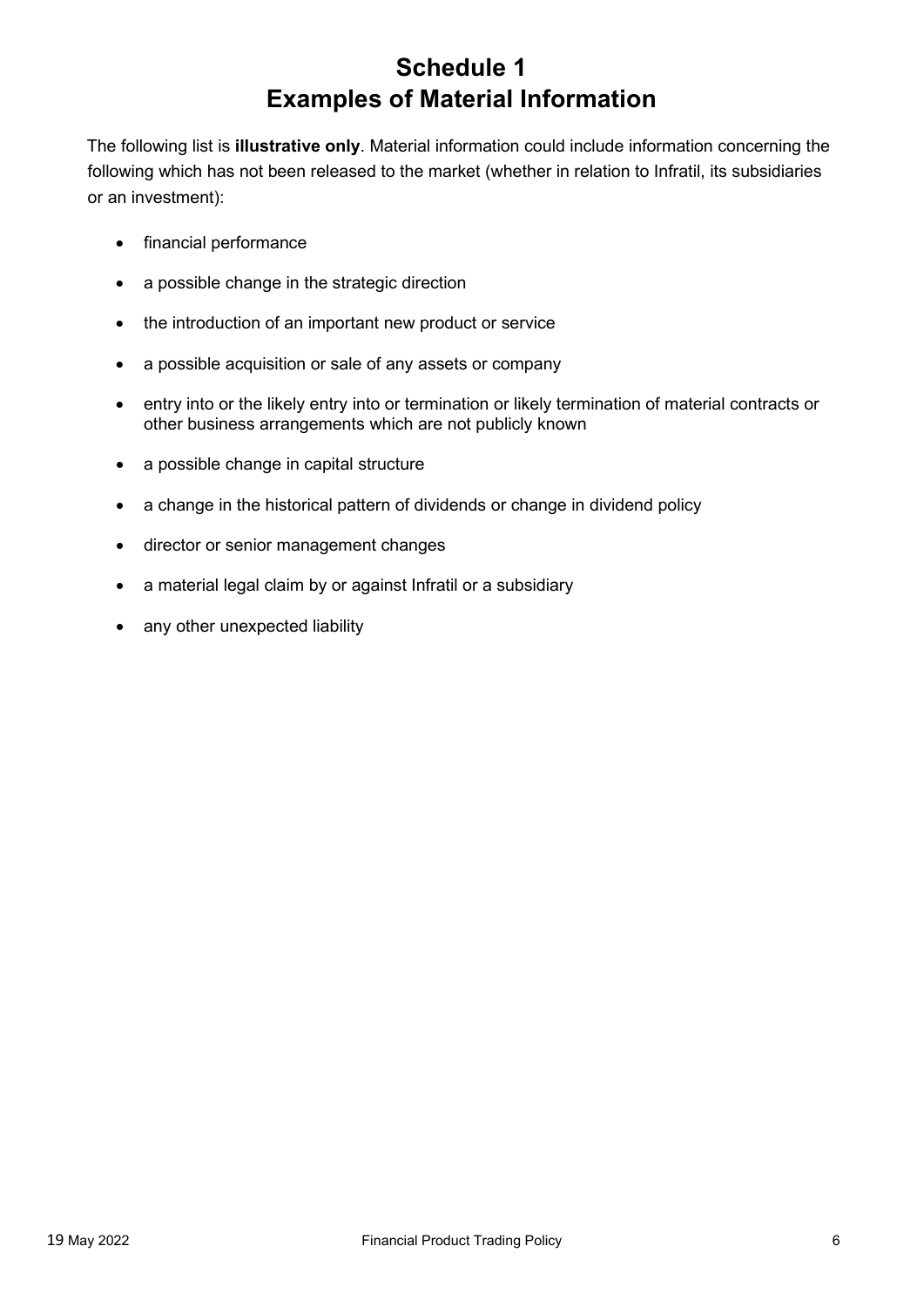# Schedule 1
# Examples of Material Information

The following list is **illustrative only**. Material information could include information concerning the following which has not been released to the market (whether in relation to Infratil, its subsidiaries or an investment):

- financial performance
- a possible change in the strategic direction
- the introduction of an important new product or service
- a possible acquisition or sale of any assets or company
- entry into or the likely entry into or termination or likely termination of material contracts or other business arrangements which are not publicly known
- a possible change in capital structure
- a change in the historical pattern of dividends or change in dividend policy
- director or senior management changes
- a material legal claim by or against Infratil or a subsidiary
- any other unexpected liability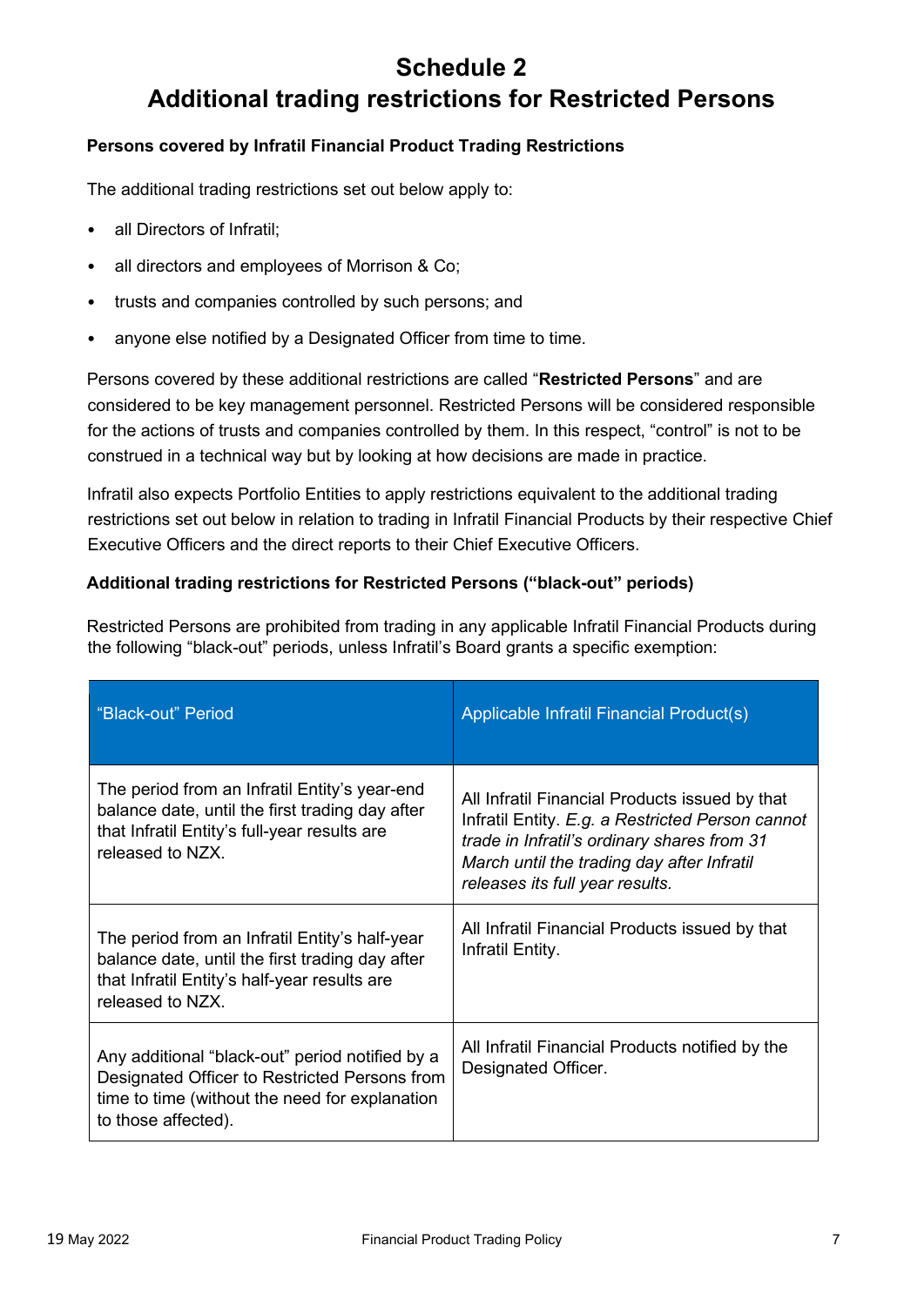# Schedule 2
# Additional trading restrictions for Restricted Persons

**Persons covered by Infratil Financial Product Trading Restrictions**

The additional trading restrictions set out below apply to:

- all Directors of Infratil;
- all directors and employees of Morrison & Co;
- trusts and companies controlled by such persons; and
- anyone else notified by a Designated Officer from time to time.

Persons covered by these additional restrictions are called "**Restricted Persons**" and are considered to be key management personnel. Restricted Persons will be considered responsible for the actions of trusts and companies controlled by them. In this respect, "control" is not to be construed in a technical way but by looking at how decisions are made in practice.

Infratil also expects Portfolio Entities to apply restrictions equivalent to the additional trading restrictions set out below in relation to trading in Infratil Financial Products by their respective Chief Executive Officers and the direct reports to their Chief Executive Officers.

**Additional trading restrictions for Restricted Persons ("black-out" periods)**

Restricted Persons are prohibited from trading in any applicable Infratil Financial Products during the following "black-out" periods, unless Infratil's Board grants a specific exemption:

| "Black-out" Period | Applicable Infratil Financial Product(s) |
|---|---|
| The period from an Infratil Entity's year-end balance date, until the first trading day after that Infratil Entity's full-year results are released to NZX. | All Infratil Financial Products issued by that Infratil Entity. *E.g. a Restricted Person cannot trade in Infratil's ordinary shares from 31 March until the trading day after Infratil releases its full year results.* |
| The period from an Infratil Entity's half-year balance date, until the first trading day after that Infratil Entity's half-year results are released to NZX. | All Infratil Financial Products issued by that Infratil Entity. |
| Any additional "black-out" period notified by a Designated Officer to Restricted Persons from time to time (without the need for explanation to those affected). | All Infratil Financial Products notified by the Designated Officer. |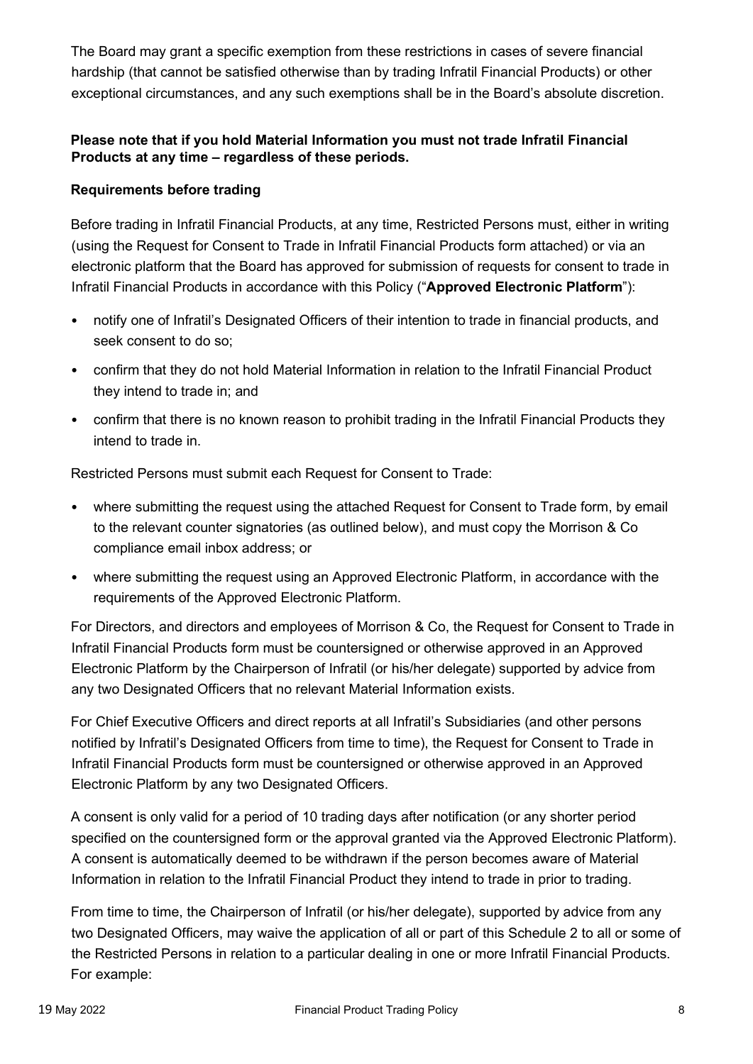The Board may grant a specific exemption from these restrictions in cases of severe financial hardship (that cannot be satisfied otherwise than by trading Infratil Financial Products) or other exceptional circumstances, and any such exemptions shall be in the Board's absolute discretion.

**Please note that if you hold Material Information you must not trade Infratil Financial Products at any time – regardless of these periods.**

**Requirements before trading**

Before trading in Infratil Financial Products, at any time, Restricted Persons must, either in writing (using the Request for Consent to Trade in Infratil Financial Products form attached) or via an electronic platform that the Board has approved for submission of requests for consent to trade in Infratil Financial Products in accordance with this Policy ("**Approved Electronic Platform**"):

- notify one of Infratil's Designated Officers of their intention to trade in financial products, and seek consent to do so;
- confirm that they do not hold Material Information in relation to the Infratil Financial Product they intend to trade in; and
- confirm that there is no known reason to prohibit trading in the Infratil Financial Products they intend to trade in.

Restricted Persons must submit each Request for Consent to Trade:

- where submitting the request using the attached Request for Consent to Trade form, by email to the relevant counter signatories (as outlined below), and must copy the Morrison & Co compliance email inbox address; or
- where submitting the request using an Approved Electronic Platform, in accordance with the requirements of the Approved Electronic Platform.

For Directors, and directors and employees of Morrison & Co, the Request for Consent to Trade in Infratil Financial Products form must be countersigned or otherwise approved in an Approved Electronic Platform by the Chairperson of Infratil (or his/her delegate) supported by advice from any two Designated Officers that no relevant Material Information exists.

For Chief Executive Officers and direct reports at all Infratil's Subsidiaries (and other persons notified by Infratil's Designated Officers from time to time), the Request for Consent to Trade in Infratil Financial Products form must be countersigned or otherwise approved in an Approved Electronic Platform by any two Designated Officers.

A consent is only valid for a period of 10 trading days after notification (or any shorter period specified on the countersigned form or the approval granted via the Approved Electronic Platform). A consent is automatically deemed to be withdrawn if the person becomes aware of Material Information in relation to the Infratil Financial Product they intend to trade in prior to trading.

From time to time, the Chairperson of Infratil (or his/her delegate), supported by advice from any two Designated Officers, may waive the application of all or part of this Schedule 2 to all or some of the Restricted Persons in relation to a particular dealing in one or more Infratil Financial Products. For example: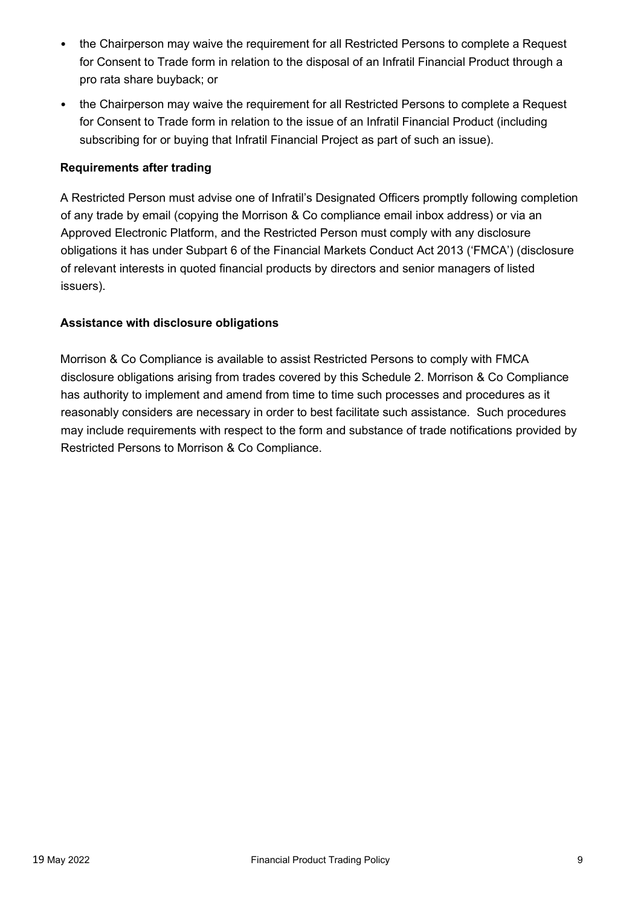- the Chairperson may waive the requirement for all Restricted Persons to complete a Request for Consent to Trade form in relation to the disposal of an Infratil Financial Product through a pro rata share buyback; or
- the Chairperson may waive the requirement for all Restricted Persons to complete a Request for Consent to Trade form in relation to the issue of an Infratil Financial Product (including subscribing for or buying that Infratil Financial Project as part of such an issue).

**Requirements after trading**

A Restricted Person must advise one of Infratil's Designated Officers promptly following completion of any trade by email (copying the Morrison & Co compliance email inbox address) or via an Approved Electronic Platform, and the Restricted Person must comply with any disclosure obligations it has under Subpart 6 of the Financial Markets Conduct Act 2013 ('FMCA') (disclosure of relevant interests in quoted financial products by directors and senior managers of listed issuers).

**Assistance with disclosure obligations**

Morrison & Co Compliance is available to assist Restricted Persons to comply with FMCA disclosure obligations arising from trades covered by this Schedule 2. Morrison & Co Compliance has authority to implement and amend from time to time such processes and procedures as it reasonably considers are necessary in order to best facilitate such assistance. Such procedures may include requirements with respect to the form and substance of trade notifications provided by Restricted Persons to Morrison & Co Compliance.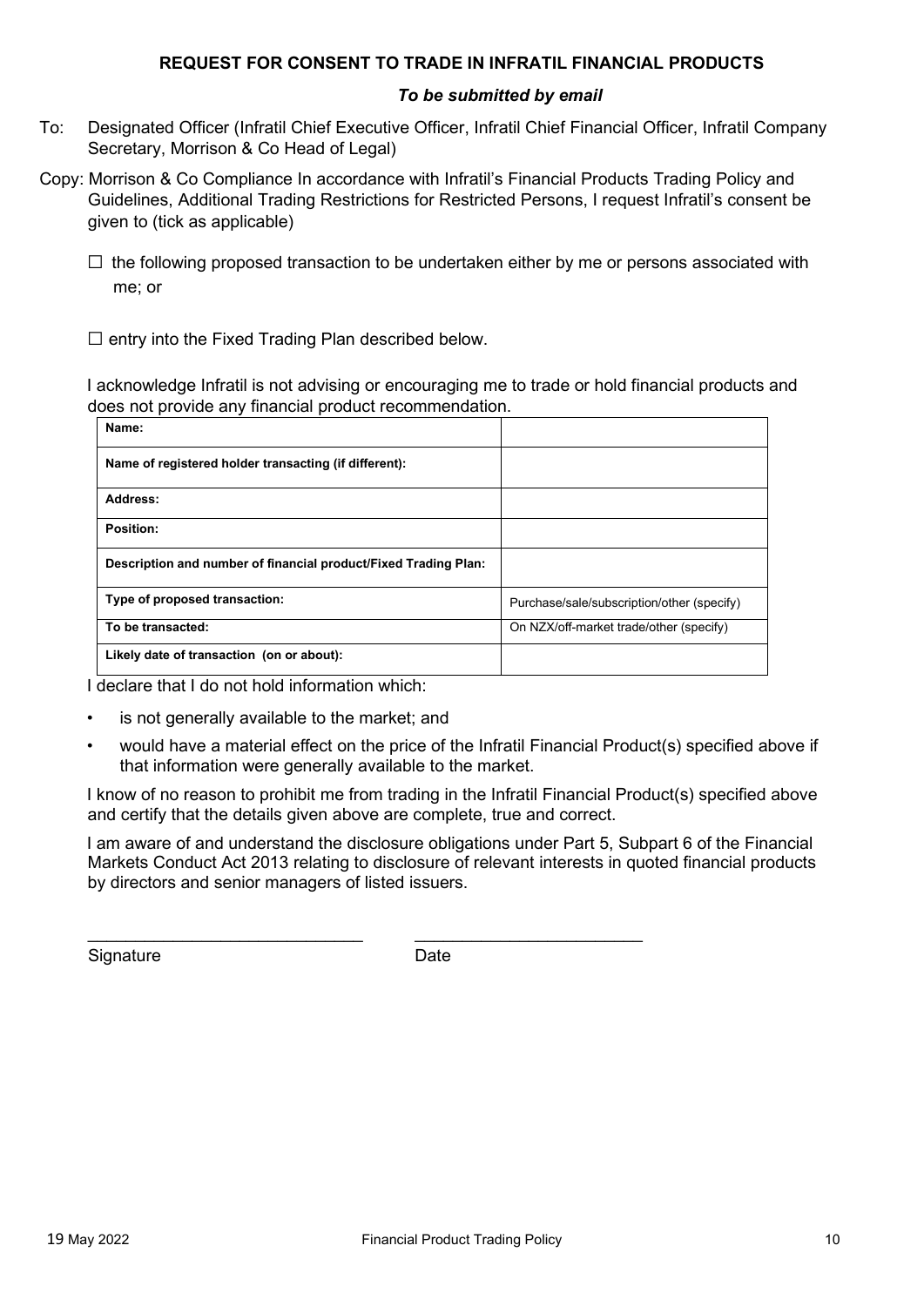**REQUEST FOR CONSENT TO TRADE IN INFRATIL FINANCIAL PRODUCTS**

***To be submitted by email***

To: Designated Officer (Infratil Chief Executive Officer, Infratil Chief Financial Officer, Infratil Company Secretary, Morrison & Co Head of Legal)

Copy: Morrison & Co Compliance In accordance with Infratil's Financial Products Trading Policy and Guidelines, Additional Trading Restrictions for Restricted Persons, I request Infratil's consent be given to (tick as applicable)

☐ the following proposed transaction to be undertaken either by me or persons associated with me; or

☐ entry into the Fixed Trading Plan described below.

I acknowledge Infratil is not advising or encouraging me to trade or hold financial products and does not provide any financial product recommendation.

| | |
|---|---|
| **Name:** | |
| **Name of registered holder transacting (if different):** | |
| **Address:** | |
| **Position:** | |
| **Description and number of financial product/Fixed Trading Plan:** | |
| **Type of proposed transaction:** | Purchase/sale/subscription/other (specify) |
| **To be transacted:** | On NZX/off-market trade/other (specify) |
| **Likely date of transaction (on or about):** | |

I declare that I do not hold information which:

- is not generally available to the market; and
- would have a material effect on the price of the Infratil Financial Product(s) specified above if that information were generally available to the market.

I know of no reason to prohibit me from trading in the Infratil Financial Product(s) specified above and certify that the details given above are complete, true and correct.

I am aware of and understand the disclosure obligations under Part 5, Subpart 6 of the Financial Markets Conduct Act 2013 relating to disclosure of relevant interests in quoted financial products by directors and senior managers of listed issuers.

\_\_\_\_\_\_\_\_\_\_\_\_\_\_\_\_\_\_\_\_\_\_\_\_\_\_\_\_ \_\_\_\_\_\_\_\_\_\_\_\_\_\_\_\_\_\_\_\_\_\_\_\_

Signature Date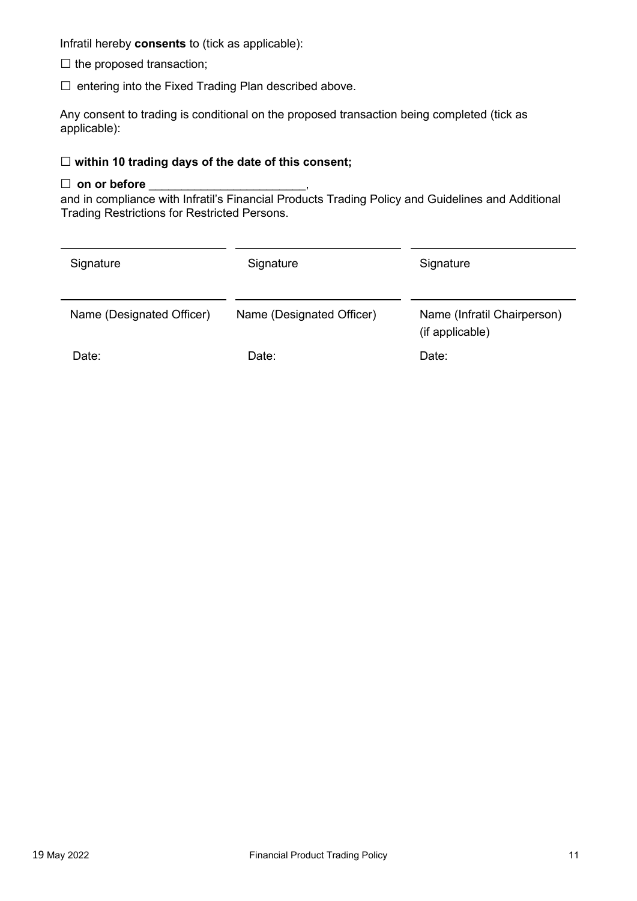Infratil hereby **consents** to (tick as applicable):

☐ the proposed transaction;

☐ entering into the Fixed Trading Plan described above.

Any consent to trading is conditional on the proposed transaction being completed (tick as applicable):

☐ **within 10 trading days of the date of this consent;**

☐ **on or before** ________________________,
and in compliance with Infratil's Financial Products Trading Policy and Guidelines and Additional Trading Restrictions for Restricted Persons.

| | | |
|---|---|---|
| Signature | Signature | Signature |
| Name (Designated Officer) | Name (Designated Officer) | Name (Infratil Chairperson) (if applicable) |
| Date: | Date: | Date: |